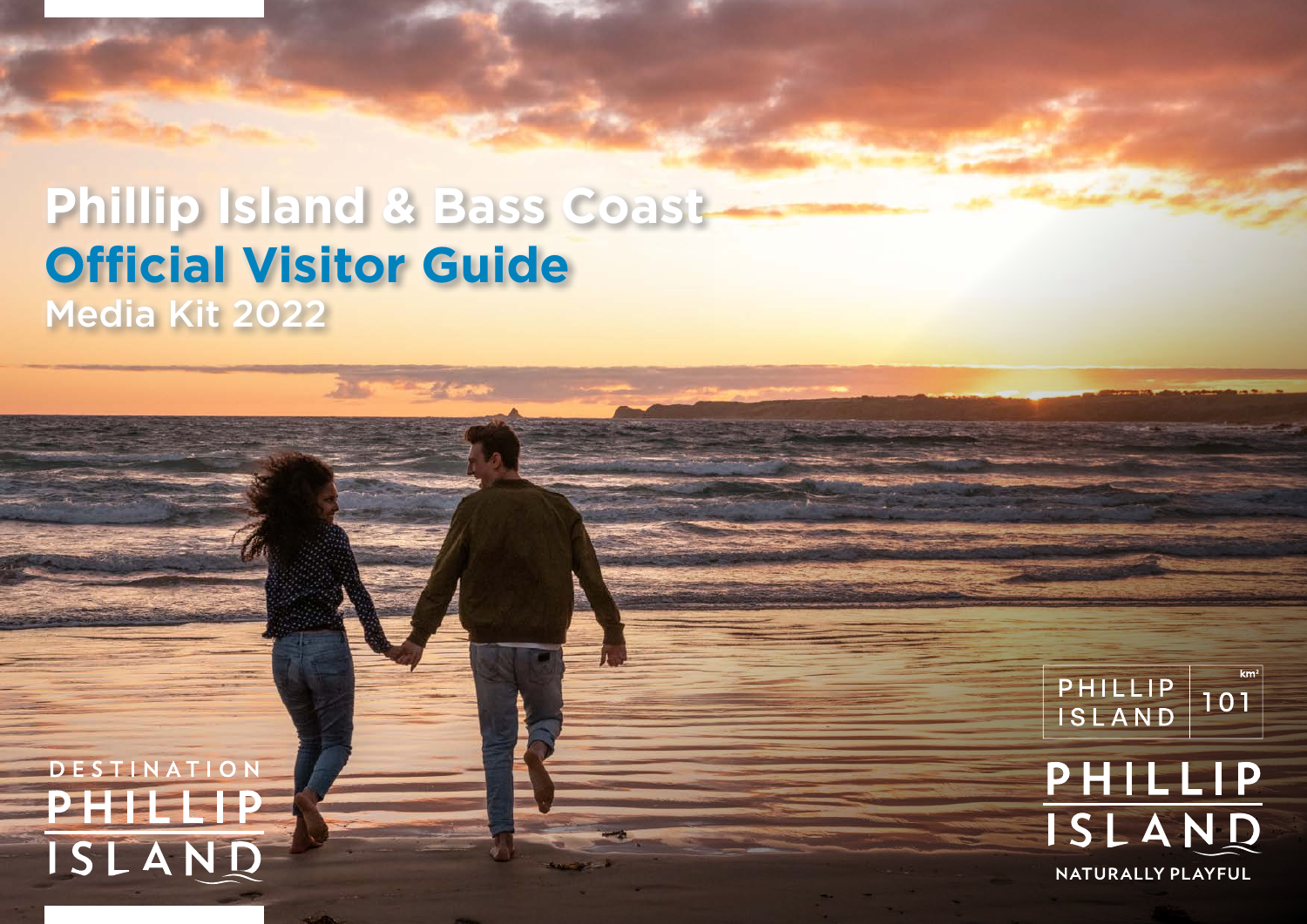# Phillip Island & Bass Coast
# Official Visitor Guide
## Media Kit 2022

DESTINATION PHILLIP ISLAND

PHILLIP ISLAND 101 km²

PHILLIP ISLAND

NATURALLY PLAYFUL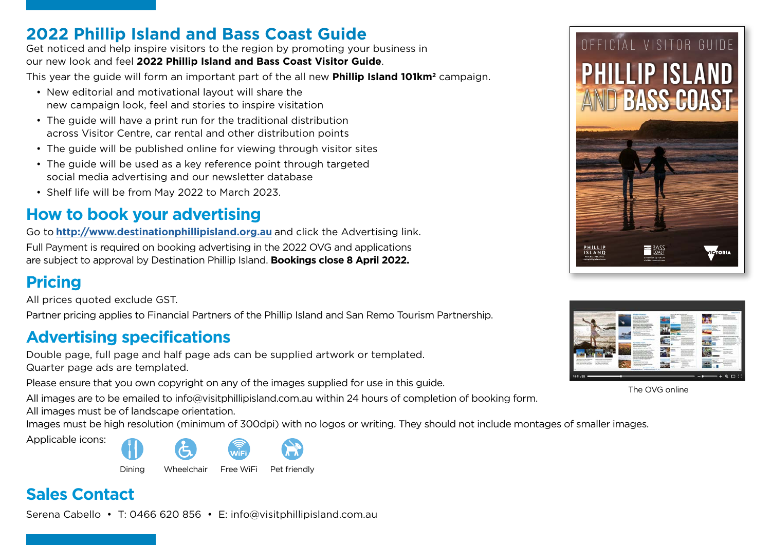## 2022 Phillip Island and Bass Coast Guide

Get noticed and help inspire visitors to the region by promoting your business in our new look and feel **2022 Phillip Island and Bass Coast Visitor Guide**.

This year the guide will form an important part of the all new **Phillip Island 101km²** campaign.

- New editorial and motivational layout will share the new campaign look, feel and stories to inspire visitation
- The guide will have a print run for the traditional distribution across Visitor Centre, car rental and other distribution points
- The guide will be published online for viewing through visitor sites
- The guide will be used as a key reference point through targeted social media advertising and our newsletter database
- Shelf life will be from May 2022 to March 2023.

## How to book your advertising

Go to **http://www.destinationphillipisland.org.au** and click the Advertising link.

Full Payment is required on booking advertising in the 2022 OVG and applications are subject to approval by Destination Phillip Island. **Bookings close 8 April 2022.**

## Pricing

All prices quoted exclude GST.

Partner pricing applies to Financial Partners of the Phillip Island and San Remo Tourism Partnership.

## Advertising specifications

Double page, full page and half page ads can be supplied artwork or templated. Quarter page ads are templated.

Please ensure that you own copyright on any of the images supplied for use in this guide.

All images are to be emailed to info@visitphillipisland.com.au within 24 hours of completion of booking form. All images must be of landscape orientation.

Images must be high resolution (minimum of 300dpi) with no logos or writing. They should not include montages of smaller images.

Applicable icons: Dining, Wheelchair, Free WiFi, Pet friendly

The OVG online

## Sales Contact

Serena Cabello • T: 0466 620 856 • E: info@visitphillipisland.com.au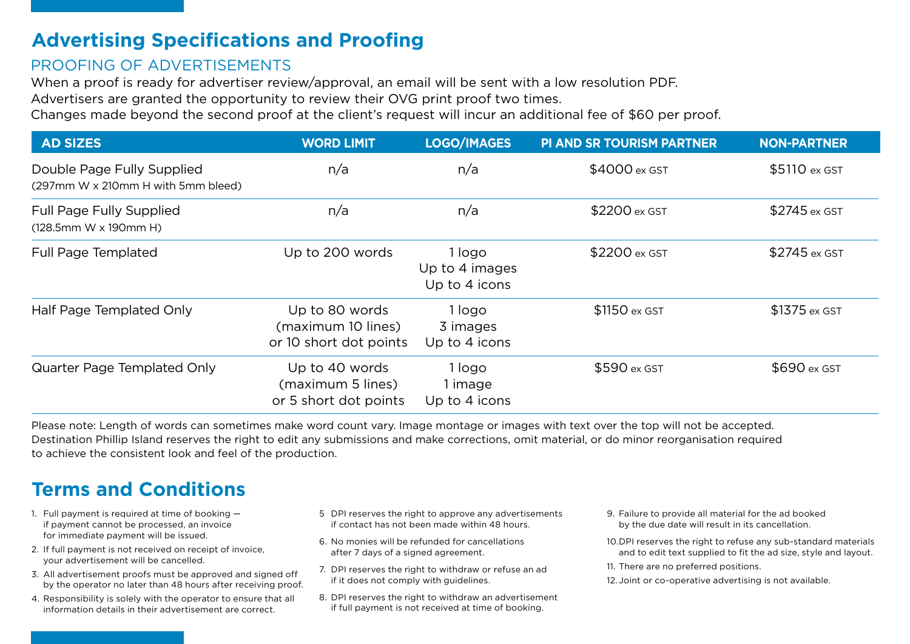# Advertising Specifications and Proofing

## PROOFING OF ADVERTISEMENTS

When a proof is ready for advertiser review/approval, an email will be sent with a low resolution PDF.
Advertisers are granted the opportunity to review their OVG print proof two times.
Changes made beyond the second proof at the client's request will incur an additional fee of $60 per proof.

| AD SIZES | WORD LIMIT | LOGO/IMAGES | PI AND SR TOURISM PARTNER | NON-PARTNER |
|---|---|---|---|---|
| Double Page Fully Supplied (297mm W x 210mm H with 5mm bleed) | n/a | n/a | $4000 ex GST | $5110 ex GST |
| Full Page Fully Supplied (128.5mm W x 190mm H) | n/a | n/a | $2200 ex GST | $2745 ex GST |
| Full Page Templated | Up to 200 words | 1 logo<br>Up to 4 images<br>Up to 4 icons | $2200 ex GST | $2745 ex GST |
| Half Page Templated Only | Up to 80 words (maximum 10 lines) or 10 short dot points | 1 logo<br>3 images<br>Up to 4 icons | $1150 ex GST | $1375 ex GST |
| Quarter Page Templated Only | Up to 40 words (maximum 5 lines) or 5 short dot points | 1 logo<br>1 image<br>Up to 4 icons | $590 ex GST | $690 ex GST |

Please note: Length of words can sometimes make word count vary. Image montage or images with text over the top will not be accepted. Destination Phillip Island reserves the right to edit any submissions and make corrections, omit material, or do minor reorganisation required to achieve the consistent look and feel of the production.

# Terms and Conditions

1. Full payment is required at time of booking — if payment cannot be processed, an invoice for immediate payment will be issued.
2. If full payment is not received on receipt of invoice, your advertisement will be cancelled.
3. All advertisement proofs must be approved and signed off by the operator no later than 48 hours after receiving proof.
4. Responsibility is solely with the operator to ensure that all information details in their advertisement are correct.
5. DPI reserves the right to approve any advertisements if contact has not been made within 48 hours.
6. No monies will be refunded for cancellations after 7 days of a signed agreement.
7. DPI reserves the right to withdraw or refuse an ad if it does not comply with guidelines.
8. DPI reserves the right to withdraw an advertisement if full payment is not received at time of booking.
9. Failure to provide all material for the ad booked by the due date will result in its cancellation.
10. DPI reserves the right to refuse any sub-standard materials and to edit text supplied to fit the ad size, style and layout.
11. There are no preferred positions.
12. Joint or co-operative advertising is not available.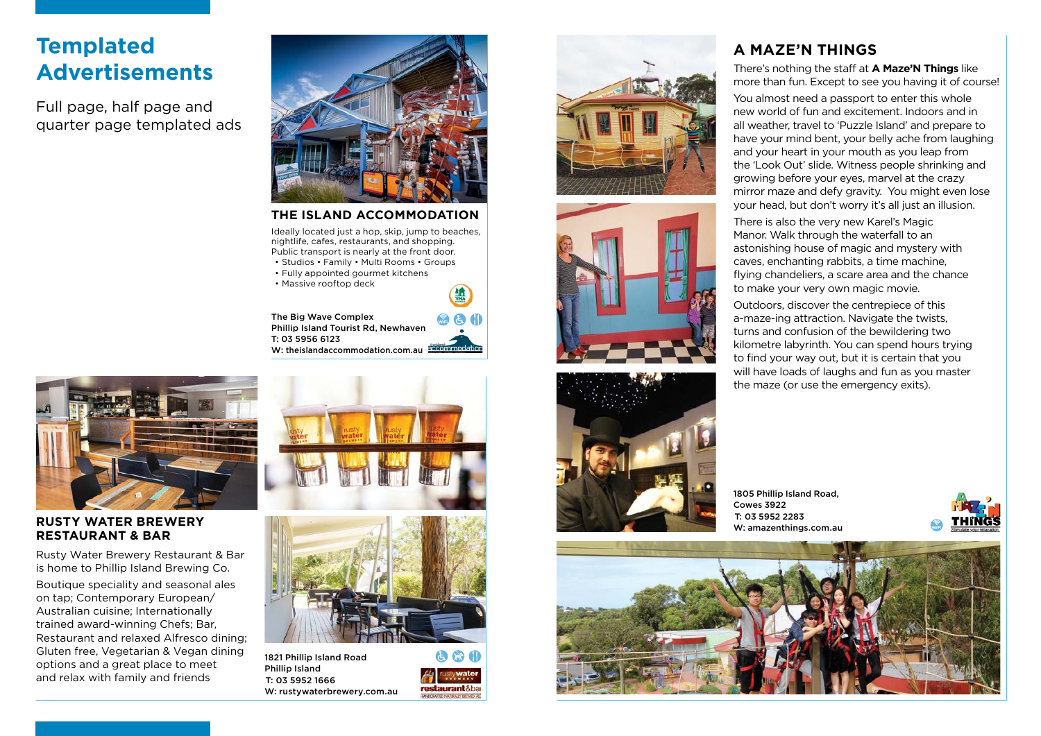# Templated Advertisements

Full page, half page and quarter page templated ads

## THE ISLAND ACCOMMODATION

Ideally located just a hop, skip, jump to beaches, nightlife, cafes, restaurants, and shopping. Public transport is nearly at the front door.

- Studios • Family • Multi Rooms • Groups
- Fully appointed gourmet kitchens
- Massive rooftop deck

**The Big Wave Complex**
**Phillip Island Tourist Rd, Newhaven**
**T: 03 5956 6123**
**W: theislandaccommodation.com.au**

## RUSTY WATER BREWERY RESTAURANT & BAR

Rusty Water Brewery Restaurant & Bar is home to Phillip Island Brewing Co.

Boutique speciality and seasonal ales on tap; Contemporary European/ Australian cuisine; Internationally trained award-winning Chefs; Bar, Restaurant and relaxed Alfresco dining; Gluten free, Vegetarian & Vegan dining options and a great place to meet and relax with family and friends

**1821 Phillip Island Road**
**Phillip Island**
**T: 03 5952 1666**
**W: rustywaterbrewery.com.au**

## A MAZE'N THINGS

There's nothing the staff at **A Maze'N Things** like more than fun. Except to see you having it of course!

You almost need a passport to enter this whole new world of fun and excitement. Indoors and in all weather, travel to 'Puzzle Island' and prepare to have your mind bent, your belly ache from laughing and your heart in your mouth as you leap from the 'Look Out' slide. Witness people shrinking and growing before your eyes, marvel at the crazy mirror maze and defy gravity. You might even lose your head, but don't worry it's all just an illusion.

There is also the very new Karel's Magic Manor. Walk through the waterfall to an astonishing house of magic and mystery with caves, enchanting rabbits, a time machine, flying chandeliers, a scare area and the chance to make your very own magic movie.

Outdoors, discover the centrepiece of this a-maze-ing attraction. Navigate the twists, turns and confusion of the bewildering two kilometre labyrinth. You can spend hours trying to find your way out, but it is certain that you will have loads of laughs and fun as you master the maze (or use the emergency exits).

**1805 Phillip Island Road,**
**Cowes 3922**
**T: 03 5952 2283**
**W: amazenthings.com.au**